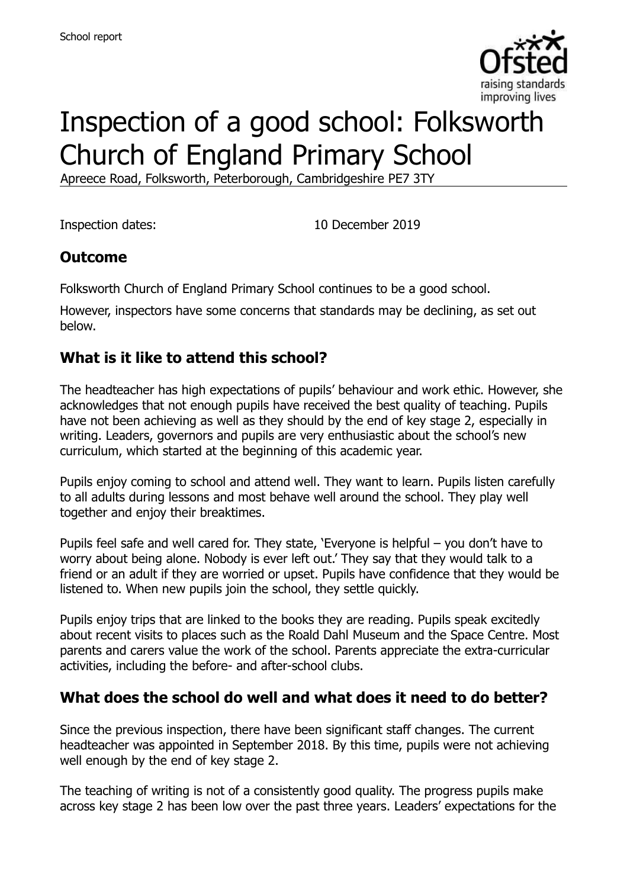School report

# Inspection of a good school: Folksworth Church of England Primary School

Apreece Road, Folksworth, Peterborough, Cambridgeshire PE7 3TY

Inspection dates: 10 December 2019

## Outcome

Folksworth Church of England Primary School continues to be a good school.

However, inspectors have some concerns that standards may be declining, as set out below.

## What is it like to attend this school?

The headteacher has high expectations of pupils' behaviour and work ethic. However, she acknowledges that not enough pupils have received the best quality of teaching. Pupils have not been achieving as well as they should by the end of key stage 2, especially in writing. Leaders, governors and pupils are very enthusiastic about the school's new curriculum, which started at the beginning of this academic year.

Pupils enjoy coming to school and attend well. They want to learn. Pupils listen carefully to all adults during lessons and most behave well around the school. They play well together and enjoy their breaktimes.

Pupils feel safe and well cared for. They state, 'Everyone is helpful – you don't have to worry about being alone. Nobody is ever left out.' They say that they would talk to a friend or an adult if they are worried or upset. Pupils have confidence that they would be listened to. When new pupils join the school, they settle quickly.

Pupils enjoy trips that are linked to the books they are reading. Pupils speak excitedly about recent visits to places such as the Roald Dahl Museum and the Space Centre. Most parents and carers value the work of the school. Parents appreciate the extra-curricular activities, including the before- and after-school clubs.

## What does the school do well and what does it need to do better?

Since the previous inspection, there have been significant staff changes. The current headteacher was appointed in September 2018. By this time, pupils were not achieving well enough by the end of key stage 2.

The teaching of writing is not of a consistently good quality. The progress pupils make across key stage 2 has been low over the past three years. Leaders' expectations for the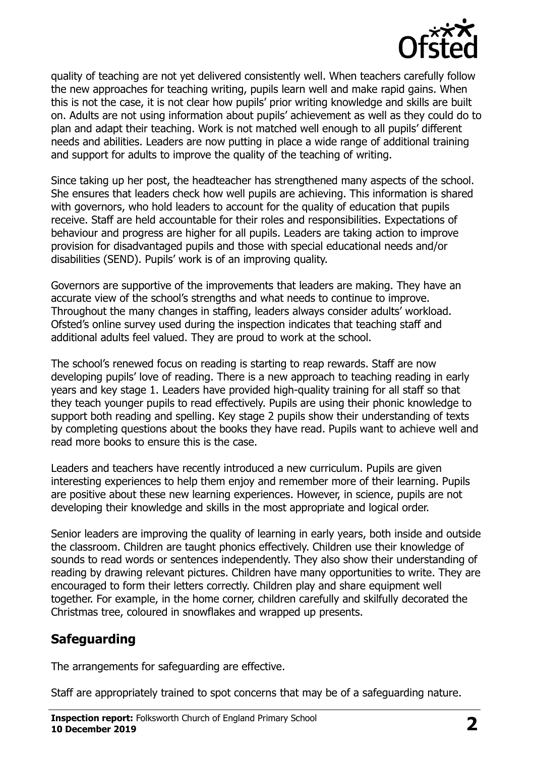quality of teaching are not yet delivered consistently well. When teachers carefully follow the new approaches for teaching writing, pupils learn well and make rapid gains. When this is not the case, it is not clear how pupils' prior writing knowledge and skills are built on. Adults are not using information about pupils' achievement as well as they could do to plan and adapt their teaching. Work is not matched well enough to all pupils' different needs and abilities. Leaders are now putting in place a wide range of additional training and support for adults to improve the quality of the teaching of writing.

Since taking up her post, the headteacher has strengthened many aspects of the school. She ensures that leaders check how well pupils are achieving. This information is shared with governors, who hold leaders to account for the quality of education that pupils receive. Staff are held accountable for their roles and responsibilities. Expectations of behaviour and progress are higher for all pupils. Leaders are taking action to improve provision for disadvantaged pupils and those with special educational needs and/or disabilities (SEND). Pupils' work is of an improving quality.

Governors are supportive of the improvements that leaders are making. They have an accurate view of the school's strengths and what needs to continue to improve. Throughout the many changes in staffing, leaders always consider adults' workload. Ofsted's online survey used during the inspection indicates that teaching staff and additional adults feel valued. They are proud to work at the school.

The school's renewed focus on reading is starting to reap rewards. Staff are now developing pupils' love of reading. There is a new approach to teaching reading in early years and key stage 1. Leaders have provided high-quality training for all staff so that they teach younger pupils to read effectively. Pupils are using their phonic knowledge to support both reading and spelling. Key stage 2 pupils show their understanding of texts by completing questions about the books they have read. Pupils want to achieve well and read more books to ensure this is the case.

Leaders and teachers have recently introduced a new curriculum. Pupils are given interesting experiences to help them enjoy and remember more of their learning. Pupils are positive about these new learning experiences. However, in science, pupils are not developing their knowledge and skills in the most appropriate and logical order.

Senior leaders are improving the quality of learning in early years, both inside and outside the classroom. Children are taught phonics effectively. Children use their knowledge of sounds to read words or sentences independently. They also show their understanding of reading by drawing relevant pictures. Children have many opportunities to write. They are encouraged to form their letters correctly. Children play and share equipment well together. For example, in the home corner, children carefully and skilfully decorated the Christmas tree, coloured in snowflakes and wrapped up presents.

## Safeguarding

The arrangements for safeguarding are effective.

Staff are appropriately trained to spot concerns that may be of a safeguarding nature.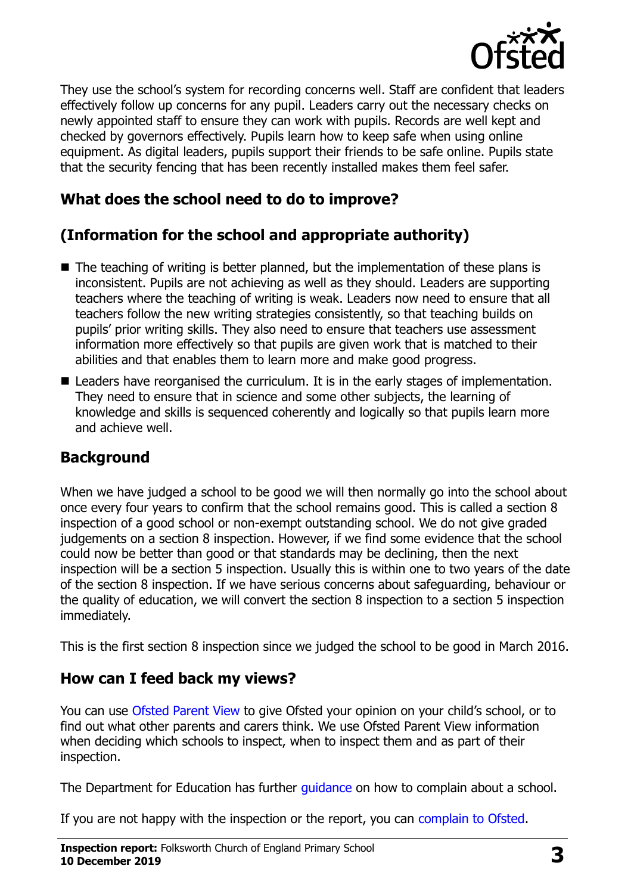They use the school's system for recording concerns well. Staff are confident that leaders effectively follow up concerns for any pupil. Leaders carry out the necessary checks on newly appointed staff to ensure they can work with pupils. Records are well kept and checked by governors effectively. Pupils learn how to keep safe when using online equipment. As digital leaders, pupils support their friends to be safe online. Pupils state that the security fencing that has been recently installed makes them feel safer.

## What does the school need to do to improve?

## (Information for the school and appropriate authority)

- The teaching of writing is better planned, but the implementation of these plans is inconsistent. Pupils are not achieving as well as they should. Leaders are supporting teachers where the teaching of writing is weak. Leaders now need to ensure that all teachers follow the new writing strategies consistently, so that teaching builds on pupils' prior writing skills. They also need to ensure that teachers use assessment information more effectively so that pupils are given work that is matched to their abilities and that enables them to learn more and make good progress.
- Leaders have reorganised the curriculum. It is in the early stages of implementation. They need to ensure that in science and some other subjects, the learning of knowledge and skills is sequenced coherently and logically so that pupils learn more and achieve well.

## Background

When we have judged a school to be good we will then normally go into the school about once every four years to confirm that the school remains good. This is called a section 8 inspection of a good school or non-exempt outstanding school. We do not give graded judgements on a section 8 inspection. However, if we find some evidence that the school could now be better than good or that standards may be declining, then the next inspection will be a section 5 inspection. Usually this is within one to two years of the date of the section 8 inspection. If we have serious concerns about safeguarding, behaviour or the quality of education, we will convert the section 8 inspection to a section 5 inspection immediately.

This is the first section 8 inspection since we judged the school to be good in March 2016.

## How can I feed back my views?

You can use Ofsted Parent View to give Ofsted your opinion on your child's school, or to find out what other parents and carers think. We use Ofsted Parent View information when deciding which schools to inspect, when to inspect them and as part of their inspection.

The Department for Education has further guidance on how to complain about a school.

If you are not happy with the inspection or the report, you can complain to Ofsted.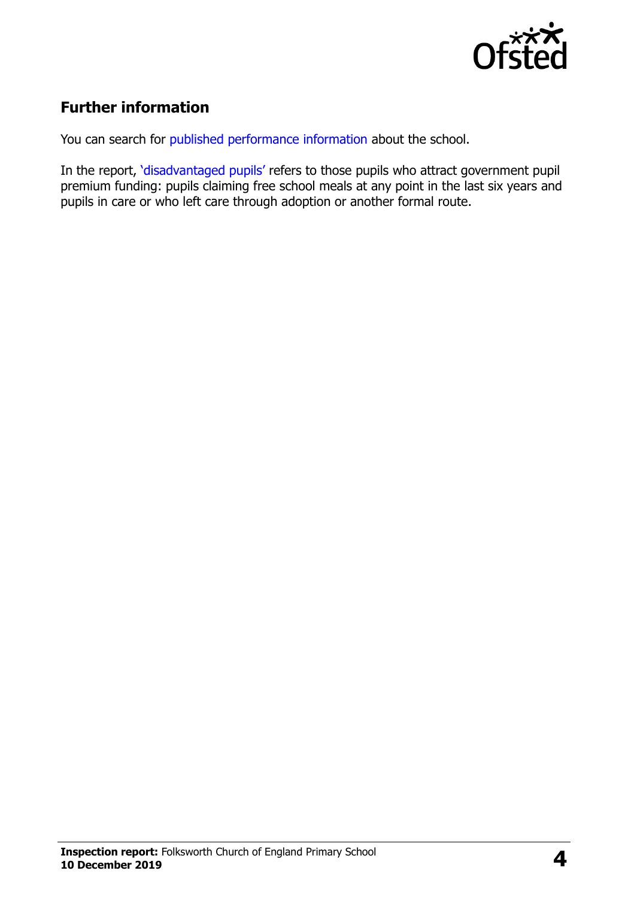## Further information

You can search for published performance information about the school.

In the report, 'disadvantaged pupils' refers to those pupils who attract government pupil premium funding: pupils claiming free school meals at any point in the last six years and pupils in care or who left care through adoption or another formal route.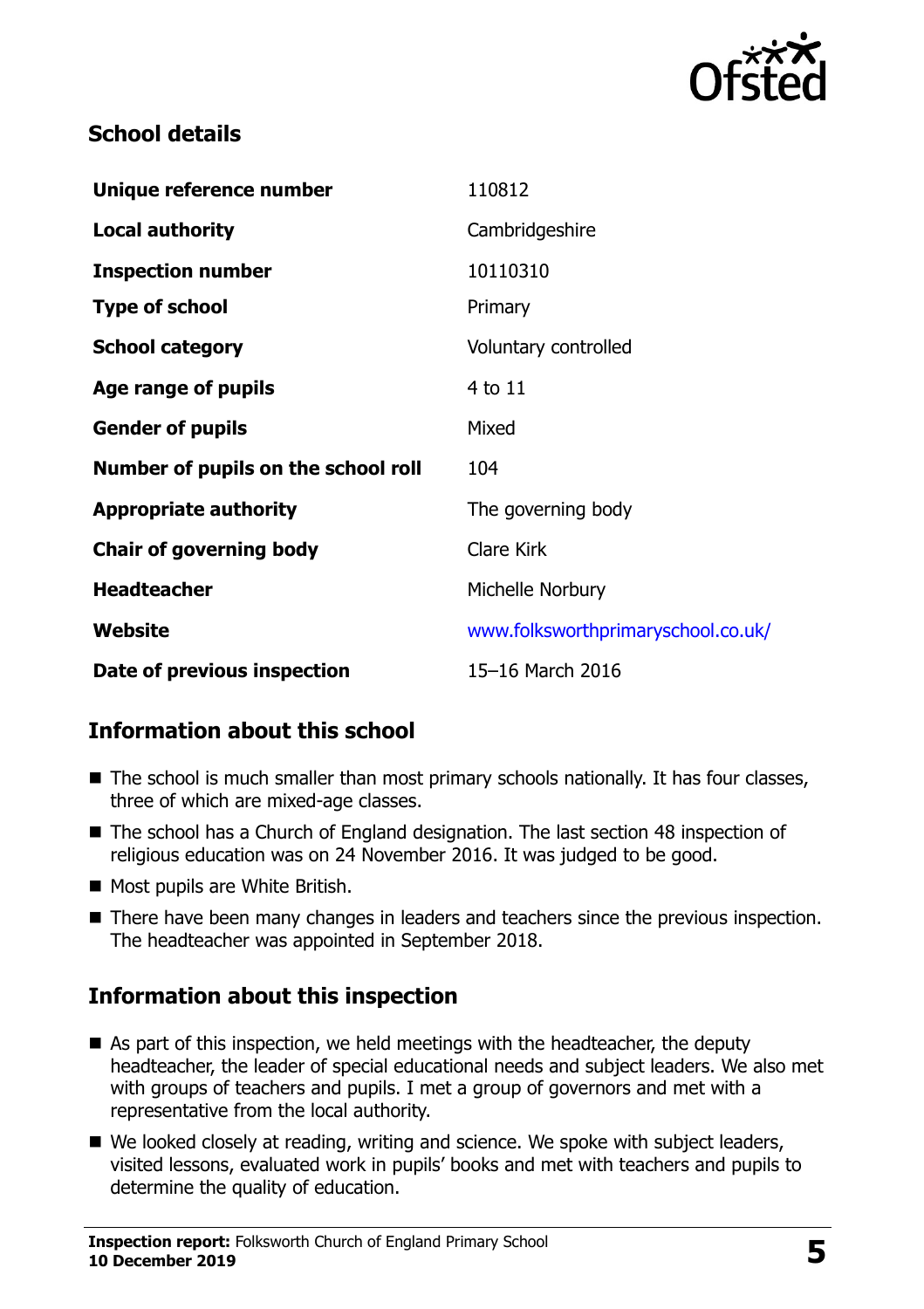## School details

| | |
|---|---|
| **Unique reference number** | 110812 |
| **Local authority** | Cambridgeshire |
| **Inspection number** | 10110310 |
| **Type of school** | Primary |
| **School category** | Voluntary controlled |
| **Age range of pupils** | 4 to 11 |
| **Gender of pupils** | Mixed |
| **Number of pupils on the school roll** | 104 |
| **Appropriate authority** | The governing body |
| **Chair of governing body** | Clare Kirk |
| **Headteacher** | Michelle Norbury |
| **Website** | www.folksworthprimaryschool.co.uk/ |
| **Date of previous inspection** | 15–16 March 2016 |

## Information about this school

- The school is much smaller than most primary schools nationally. It has four classes, three of which are mixed-age classes.
- The school has a Church of England designation. The last section 48 inspection of religious education was on 24 November 2016. It was judged to be good.
- Most pupils are White British.
- There have been many changes in leaders and teachers since the previous inspection. The headteacher was appointed in September 2018.

## Information about this inspection

- As part of this inspection, we held meetings with the headteacher, the deputy headteacher, the leader of special educational needs and subject leaders. We also met with groups of teachers and pupils. I met a group of governors and met with a representative from the local authority.
- We looked closely at reading, writing and science. We spoke with subject leaders, visited lessons, evaluated work in pupils' books and met with teachers and pupils to determine the quality of education.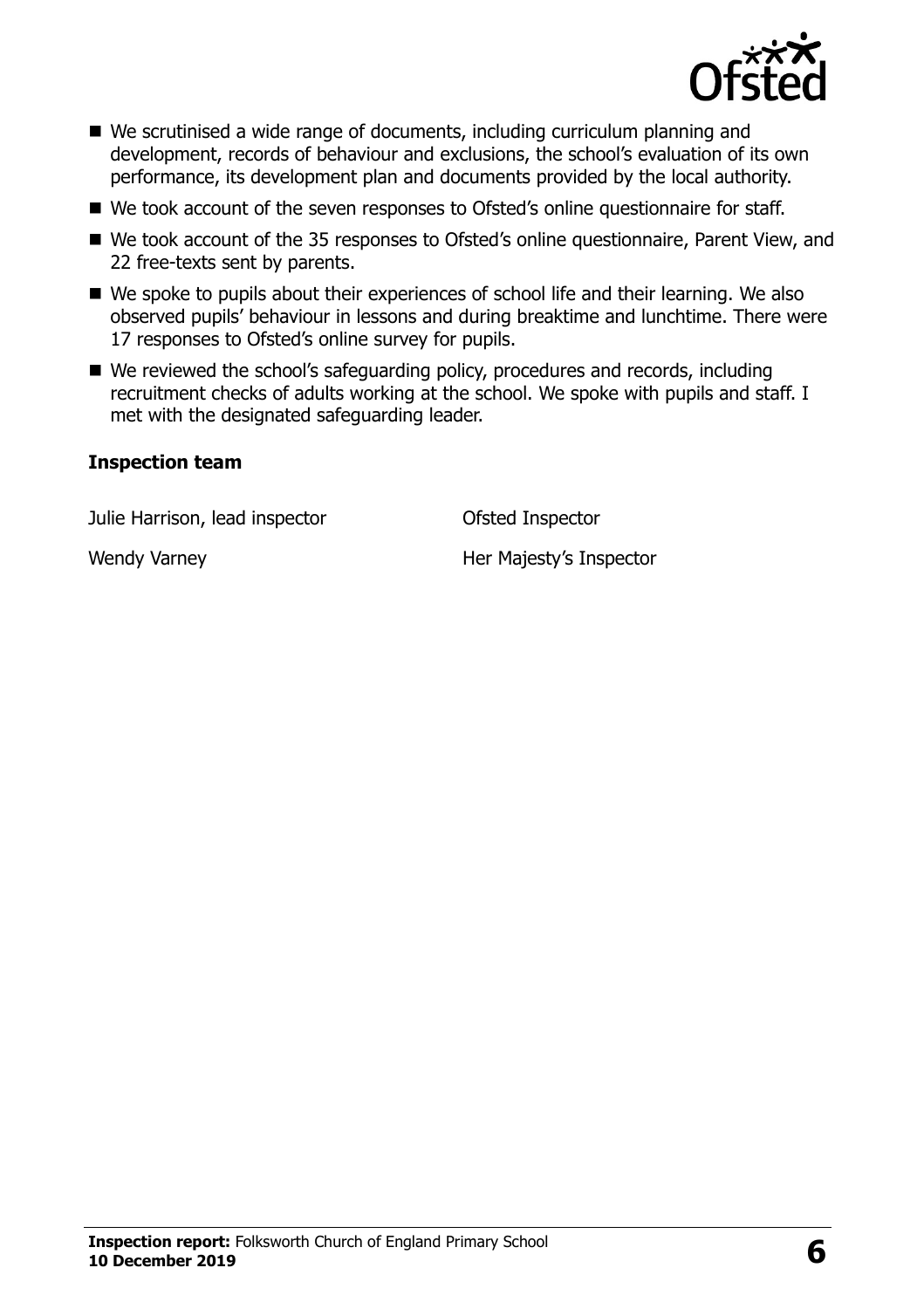- We scrutinised a wide range of documents, including curriculum planning and development, records of behaviour and exclusions, the school's evaluation of its own performance, its development plan and documents provided by the local authority.
- We took account of the seven responses to Ofsted's online questionnaire for staff.
- We took account of the 35 responses to Ofsted's online questionnaire, Parent View, and 22 free-texts sent by parents.
- We spoke to pupils about their experiences of school life and their learning. We also observed pupils' behaviour in lessons and during breaktime and lunchtime. There were 17 responses to Ofsted's online survey for pupils.
- We reviewed the school's safeguarding policy, procedures and records, including recruitment checks of adults working at the school. We spoke with pupils and staff. I met with the designated safeguarding leader.

**Inspection team**

| | |
|---|---|
| Julie Harrison, lead inspector | Ofsted Inspector |
| Wendy Varney | Her Majesty's Inspector |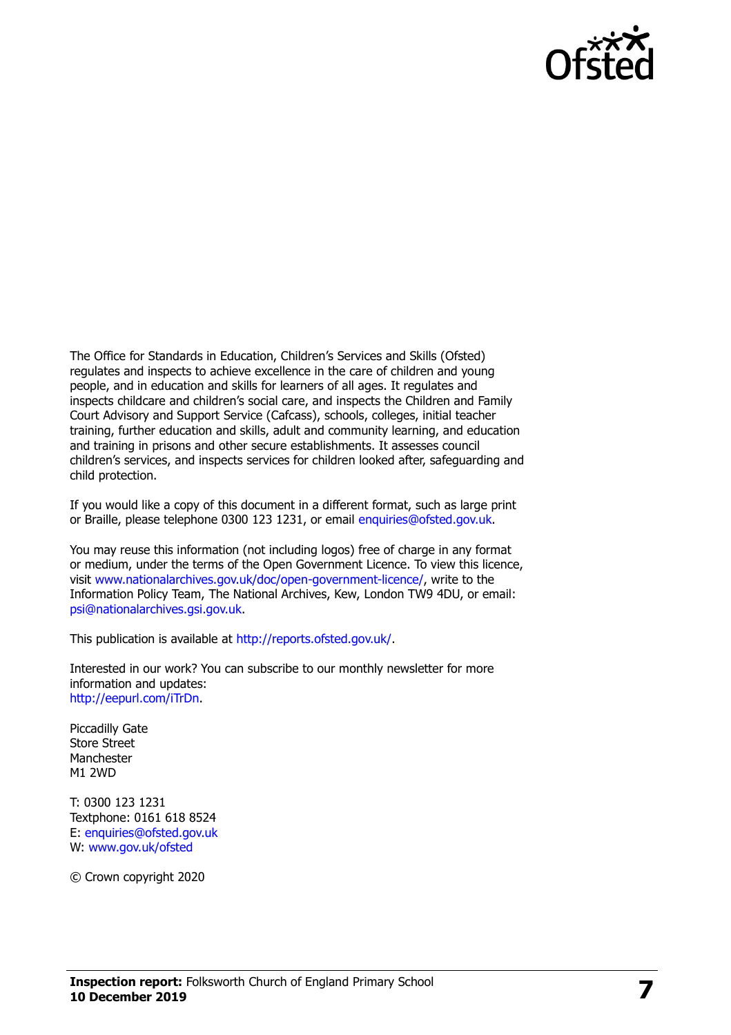The Office for Standards in Education, Children's Services and Skills (Ofsted) regulates and inspects to achieve excellence in the care of children and young people, and in education and skills for learners of all ages. It regulates and inspects childcare and children's social care, and inspects the Children and Family Court Advisory and Support Service (Cafcass), schools, colleges, initial teacher training, further education and skills, adult and community learning, and education and training in prisons and other secure establishments. It assesses council children's services, and inspects services for children looked after, safeguarding and child protection.

If you would like a copy of this document in a different format, such as large print or Braille, please telephone 0300 123 1231, or email enquiries@ofsted.gov.uk.

You may reuse this information (not including logos) free of charge in any format or medium, under the terms of the Open Government Licence. To view this licence, visit www.nationalarchives.gov.uk/doc/open-government-licence/, write to the Information Policy Team, The National Archives, Kew, London TW9 4DU, or email: psi@nationalarchives.gsi.gov.uk.

This publication is available at http://reports.ofsted.gov.uk/.

Interested in our work? You can subscribe to our monthly newsletter for more information and updates: http://eepurl.com/iTrDn.

Piccadilly Gate
Store Street
Manchester
M1 2WD

T: 0300 123 1231
Textphone: 0161 618 8524
E: enquiries@ofsted.gov.uk
W: www.gov.uk/ofsted

© Crown copyright 2020